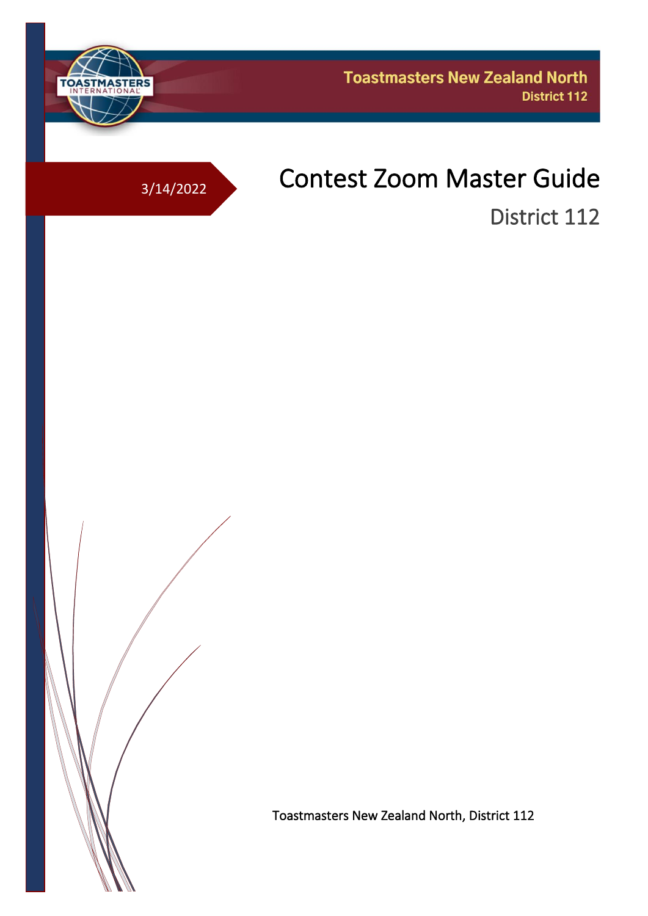Toastmasters New Zealand North
District 112

3/14/2022

# Contest Zoom Master Guide

## District 112

Toastmasters New Zealand North, District 112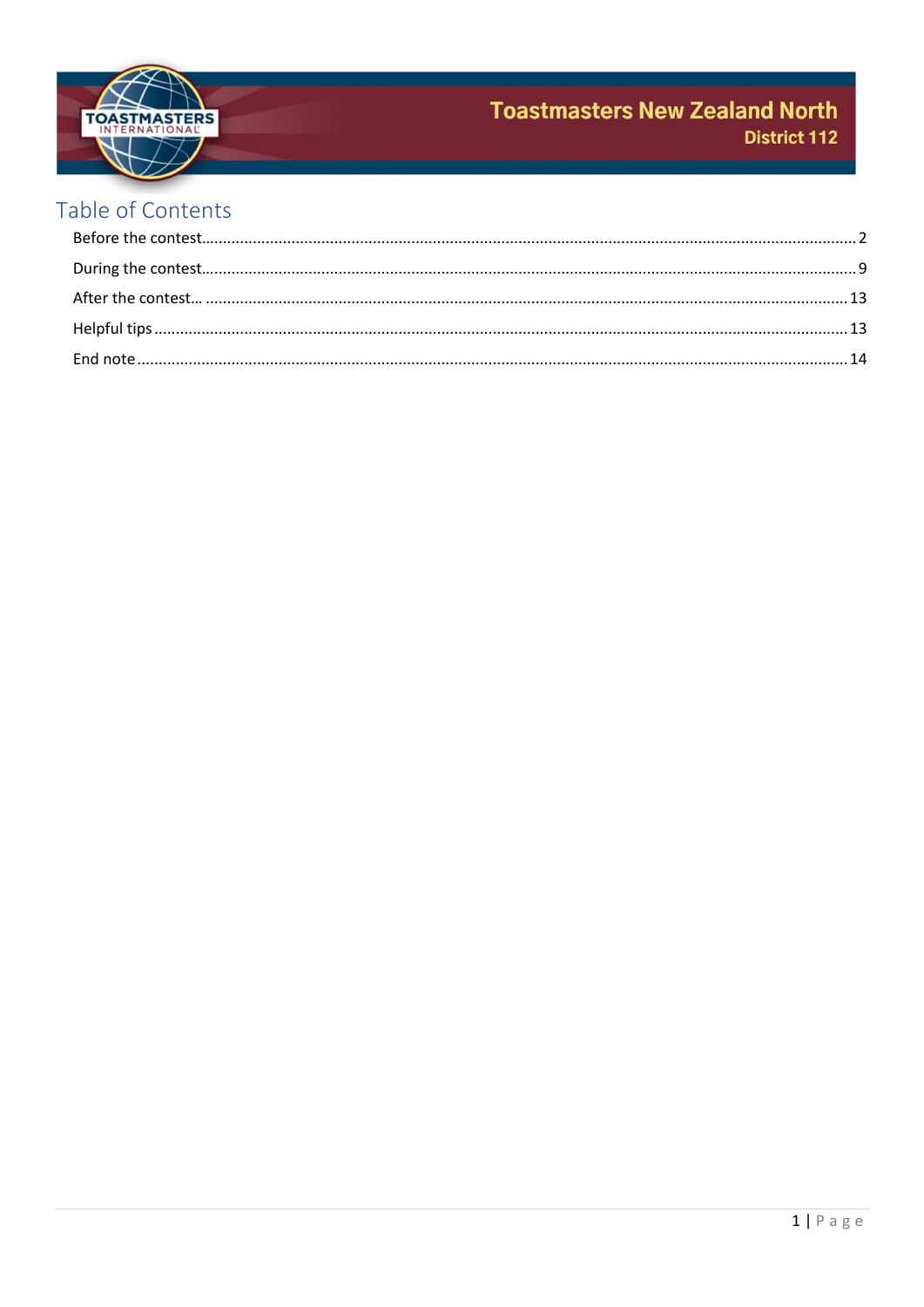# Toastmasters New Zealand North

## District 112

## Table of Contents

Before the contest........................................................................................................................................2

During the contest........................................................................................................................................9

After the contest... .......................................................................................................................................13

Helpful tips .................................................................................................................................................13

End note.......................................................................................................................................................14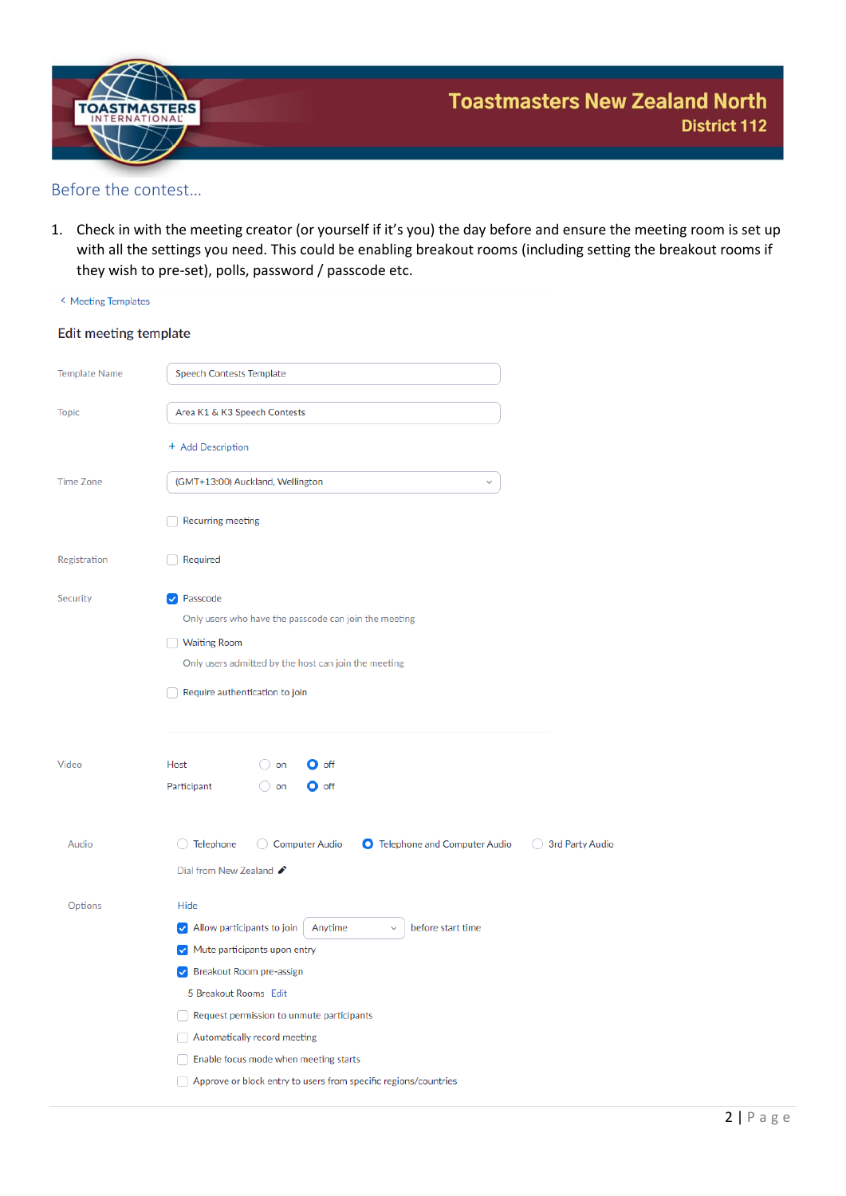## Before the contest…

1. Check in with the meeting creator (or yourself if it's you) the day before and ensure the meeting room is set up with all the settings you need. This could be enabling breakout rooms (including setting the breakout rooms if they wish to pre-set), polls, password / passcode etc.

< Meeting Templates

### Edit meeting template

Template Name: Speech Contests Template

Topic: Area K1 & K3 Speech Contests

+ Add Description

Time Zone: (GMT+13:00) Auckland, Wellington

☐ Recurring meeting

Registration: ☐ Required

Security:
- ☑ Passcode
  Only users who have the passcode can join the meeting
- ☐ Waiting Room
  Only users admitted by the host can join the meeting
- ☐ Require authentication to join

Video:
- Host ○ on ● off
- Participant ○ on ● off

Audio: ○ Telephone ○ Computer Audio ● Telephone and Computer Audio ○ 3rd Party Audio

Dial from New Zealand

Options: Hide
- ☑ Allow participants to join Anytime before start time
- ☑ Mute participants upon entry
- ☑ Breakout Room pre-assign
  5 Breakout Rooms Edit
- ☐ Request permission to unmute participants
- ☐ Automatically record meeting
- ☐ Enable focus mode when meeting starts
- ☐ Approve or block entry to users from specific regions/countries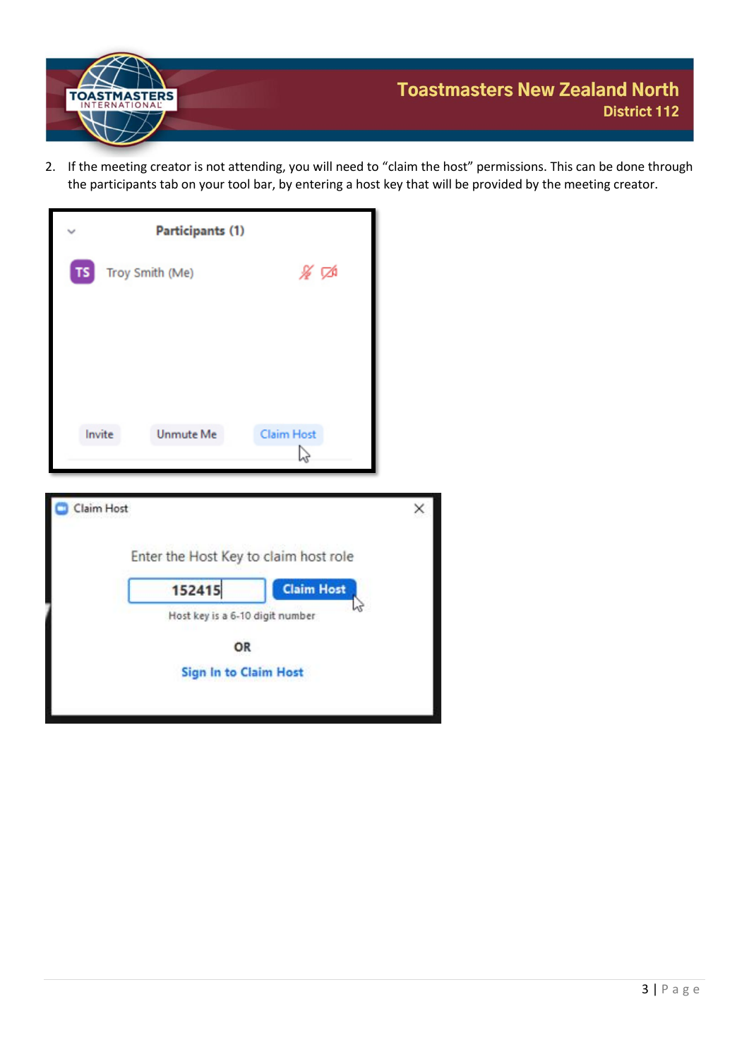2. If the meeting creator is not attending, you will need to "claim the host" permissions. This can be done through the participants tab on your tool bar, by entering a host key that will be provided by the meeting creator.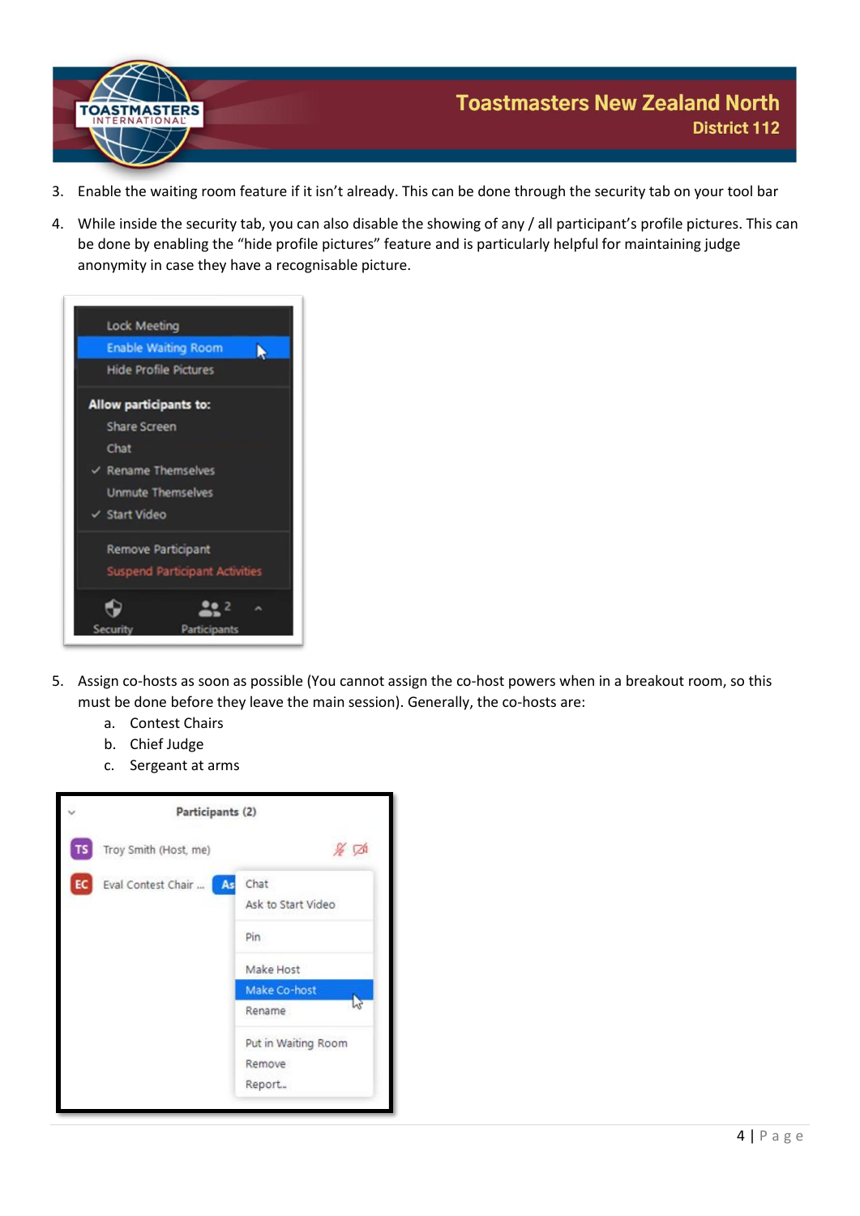3. Enable the waiting room feature if it isn't already. This can be done through the security tab on your tool bar

4. While inside the security tab, you can also disable the showing of any / all participant's profile pictures. This can be done by enabling the "hide profile pictures" feature and is particularly helpful for maintaining judge anonymity in case they have a recognisable picture.

5. Assign co-hosts as soon as possible (You cannot assign the co-host powers when in a breakout room, so this must be done before they leave the main session). Generally, the co-hosts are:
   a. Contest Chairs
   b. Chief Judge
   c. Sergeant at arms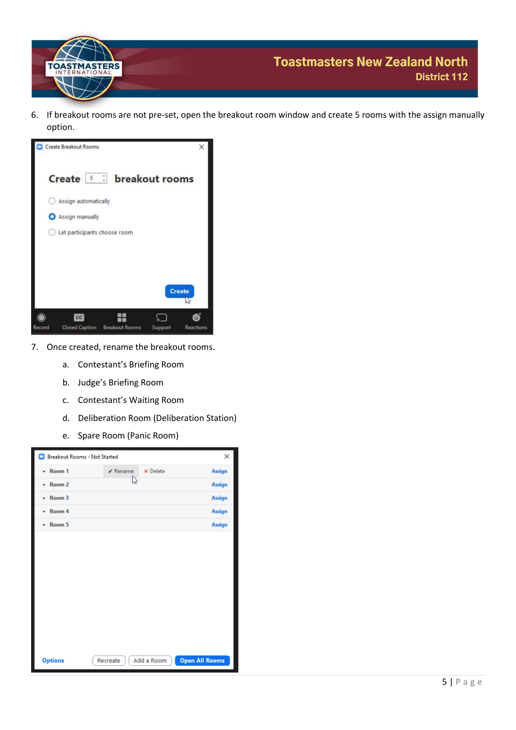6. If breakout rooms are not pre-set, open the breakout room window and create 5 rooms with the assign manually option.

7. Once created, rename the breakout rooms.
   a. Contestant's Briefing Room
   b. Judge's Briefing Room
   c. Contestant's Waiting Room
   d. Deliberation Room (Deliberation Station)
   e. Spare Room (Panic Room)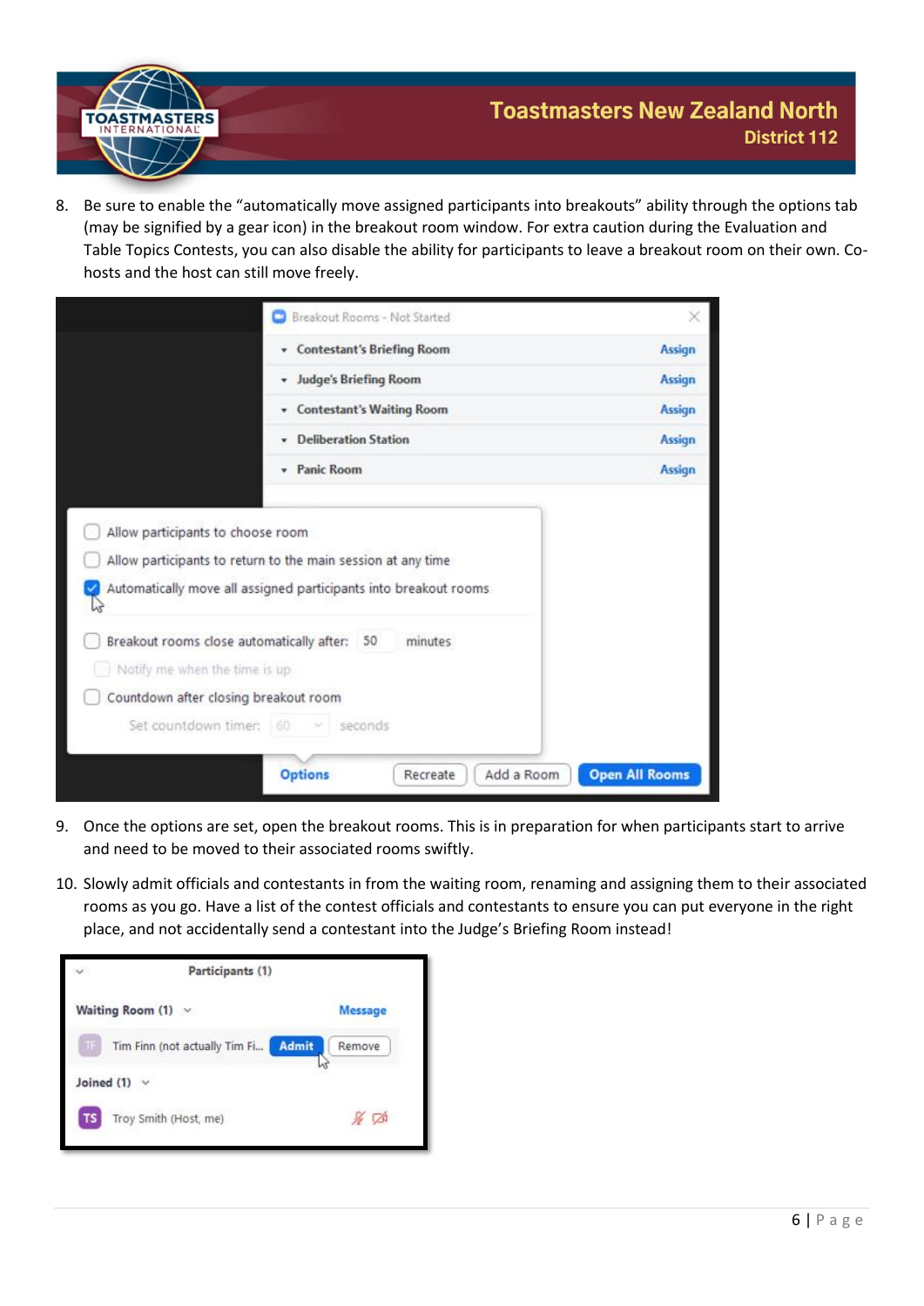8. Be sure to enable the "automatically move assigned participants into breakouts" ability through the options tab (may be signified by a gear icon) in the breakout room window. For extra caution during the Evaluation and Table Topics Contests, you can also disable the ability for participants to leave a breakout room on their own. Co-hosts and the host can still move freely.

9. Once the options are set, open the breakout rooms. This is in preparation for when participants start to arrive and need to be moved to their associated rooms swiftly.

10. Slowly admit officials and contestants in from the waiting room, renaming and assigning them to their associated rooms as you go. Have a list of the contest officials and contestants to ensure you can put everyone in the right place, and not accidentally send a contestant into the Judge's Briefing Room instead!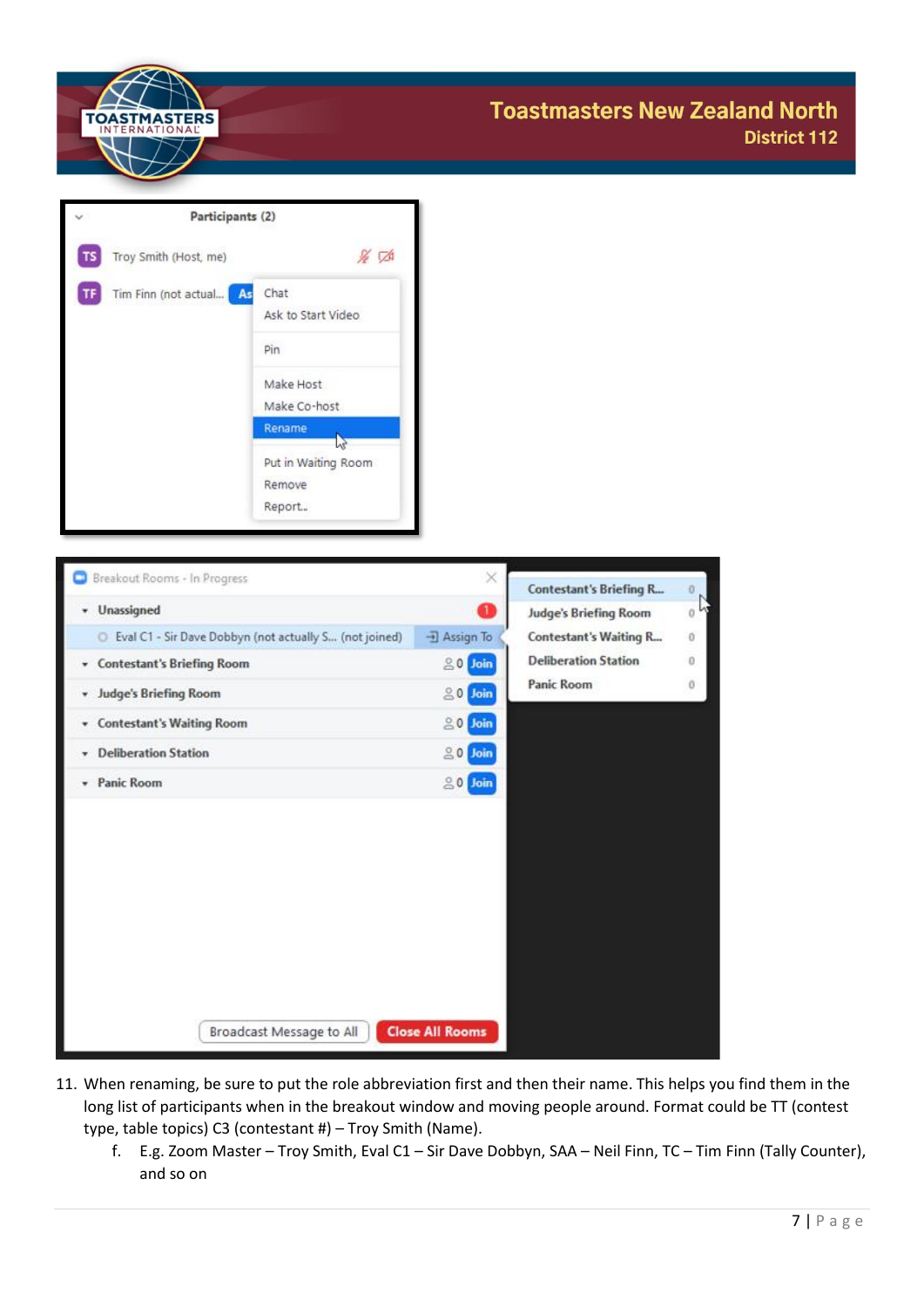11. When renaming, be sure to put the role abbreviation first and then their name. This helps you find them in the long list of participants when in the breakout window and moving people around. Format could be TT (contest type, table topics) C3 (contestant #) – Troy Smith (Name).
    f. E.g. Zoom Master – Troy Smith, Eval C1 – Sir Dave Dobbyn, SAA – Neil Finn, TC – Tim Finn (Tally Counter), and so on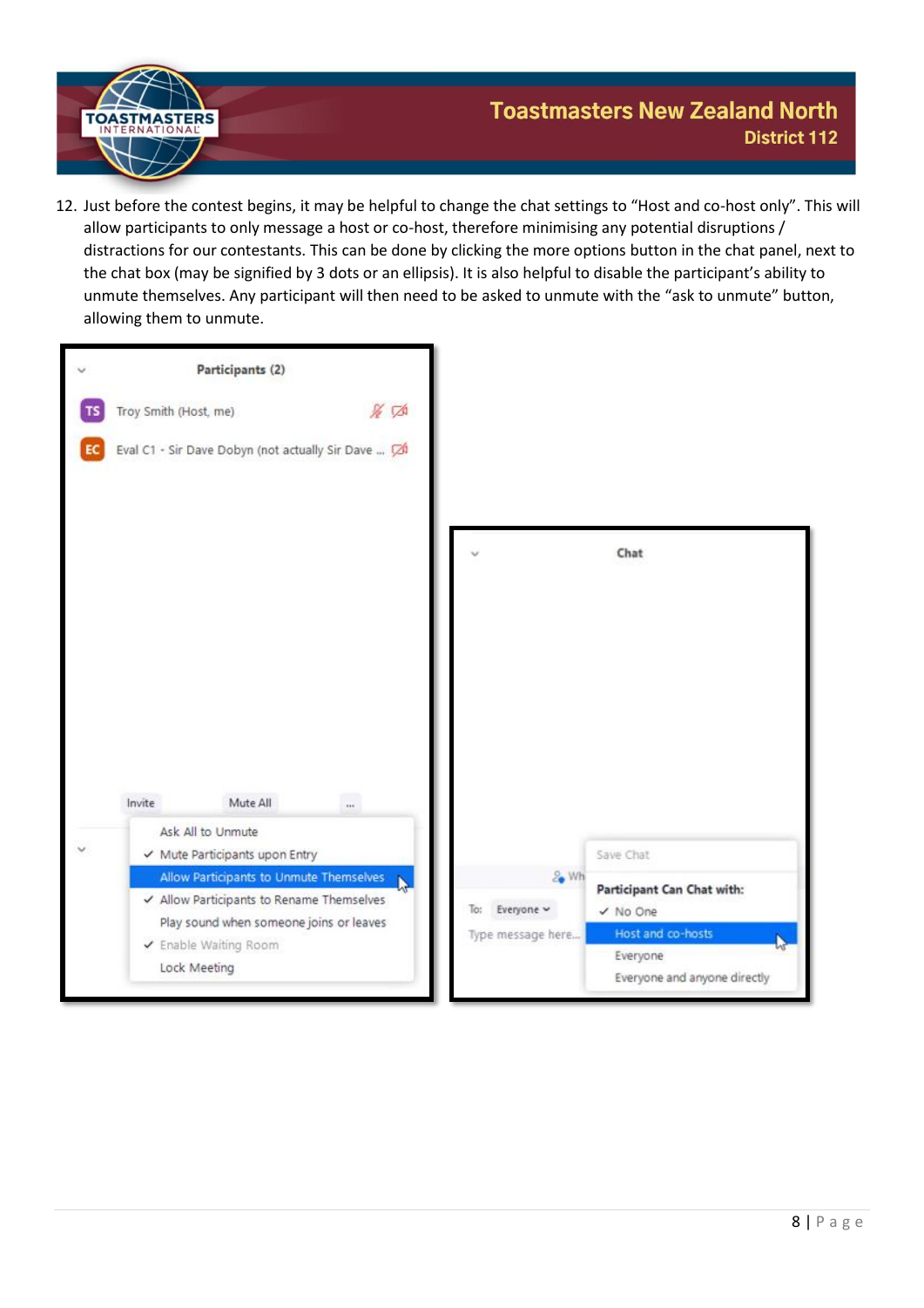12. Just before the contest begins, it may be helpful to change the chat settings to "Host and co-host only". This will allow participants to only message a host or co-host, therefore minimising any potential disruptions / distractions for our contestants. This can be done by clicking the more options button in the chat panel, next to the chat box (may be signified by 3 dots or an ellipsis). It is also helpful to disable the participant's ability to unmute themselves. Any participant will then need to be asked to unmute with the "ask to unmute" button, allowing them to unmute.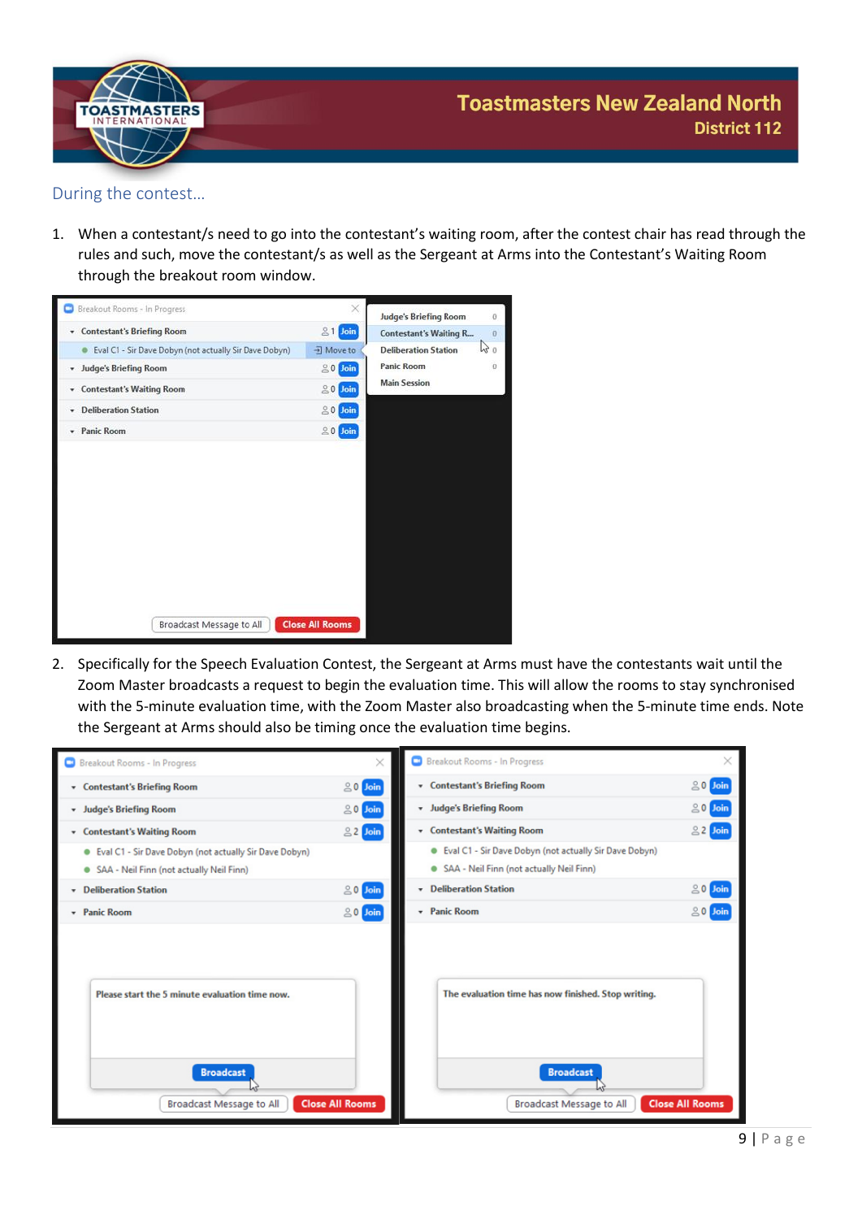## During the contest…

1. When a contestant/s need to go into the contestant's waiting room, after the contest chair has read through the rules and such, move the contestant/s as well as the Sergeant at Arms into the Contestant's Waiting Room through the breakout room window.

2. Specifically for the Speech Evaluation Contest, the Sergeant at Arms must have the contestants wait until the Zoom Master broadcasts a request to begin the evaluation time. This will allow the rooms to stay synchronised with the 5-minute evaluation time, with the Zoom Master also broadcasting when the 5-minute time ends. Note the Sergeant at Arms should also be timing once the evaluation time begins.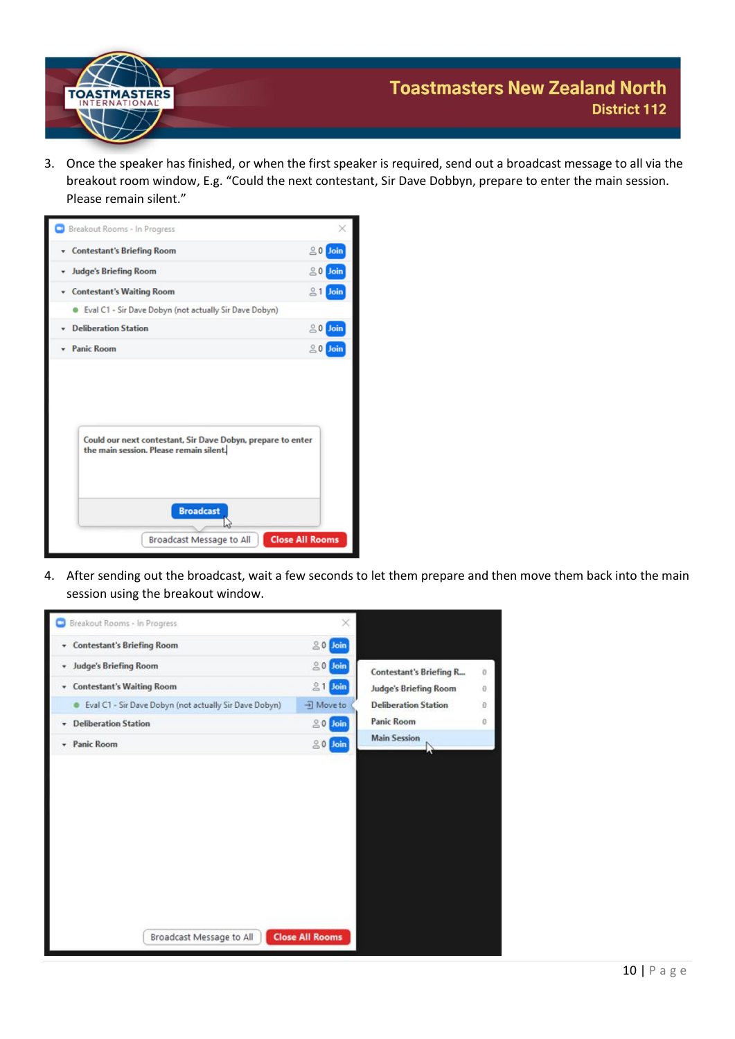3. Once the speaker has finished, or when the first speaker is required, send out a broadcast message to all via the breakout room window, E.g. "Could the next contestant, Sir Dave Dobbyn, prepare to enter the main session. Please remain silent."

4. After sending out the broadcast, wait a few seconds to let them prepare and then move them back into the main session using the breakout window.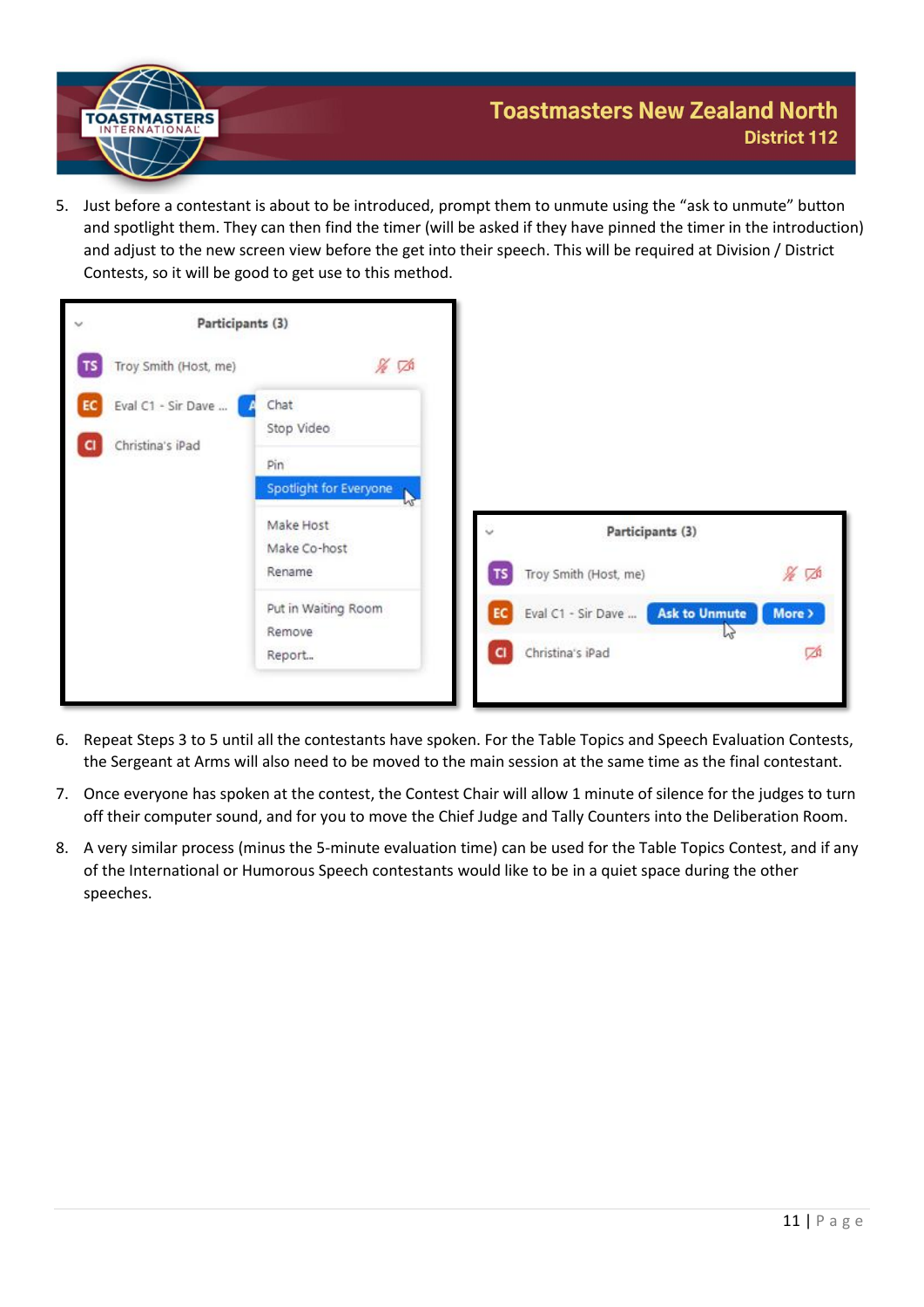5. Just before a contestant is about to be introduced, prompt them to unmute using the “ask to unmute” button and spotlight them. They can then find the timer (will be asked if they have pinned the timer in the introduction) and adjust to the new screen view before the get into their speech. This will be required at Division / District Contests, so it will be good to get use to this method.

6. Repeat Steps 3 to 5 until all the contestants have spoken. For the Table Topics and Speech Evaluation Contests, the Sergeant at Arms will also need to be moved to the main session at the same time as the final contestant.

7. Once everyone has spoken at the contest, the Contest Chair will allow 1 minute of silence for the judges to turn off their computer sound, and for you to move the Chief Judge and Tally Counters into the Deliberation Room.

8. A very similar process (minus the 5-minute evaluation time) can be used for the Table Topics Contest, and if any of the International or Humorous Speech contestants would like to be in a quiet space during the other speeches.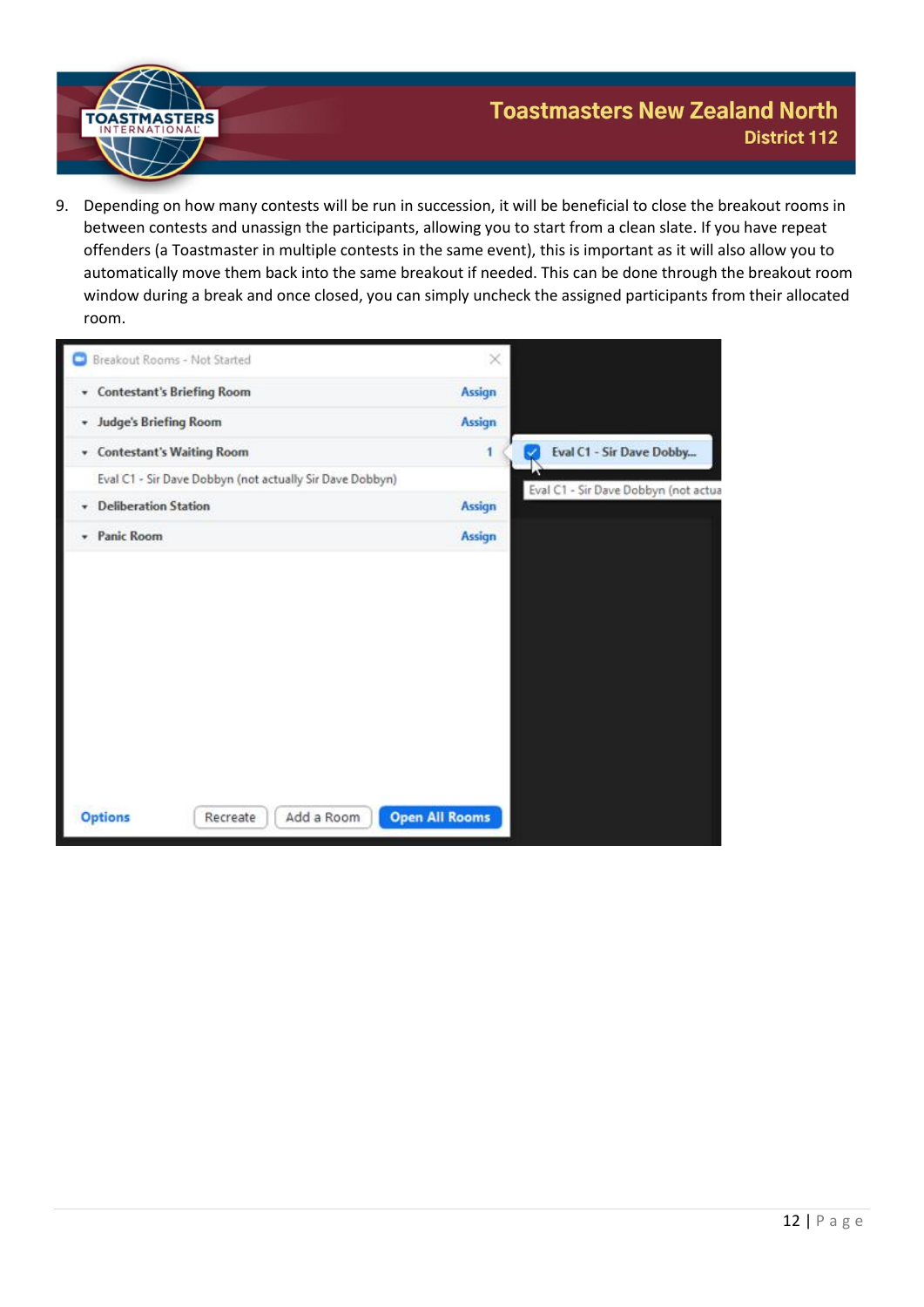9. Depending on how many contests will be run in succession, it will be beneficial to close the breakout rooms in between contests and unassign the participants, allowing you to start from a clean slate. If you have repeat offenders (a Toastmaster in multiple contests in the same event), this is important as it will also allow you to automatically move them back into the same breakout if needed. This can be done through the breakout room window during a break and once closed, you can simply uncheck the assigned participants from their allocated room.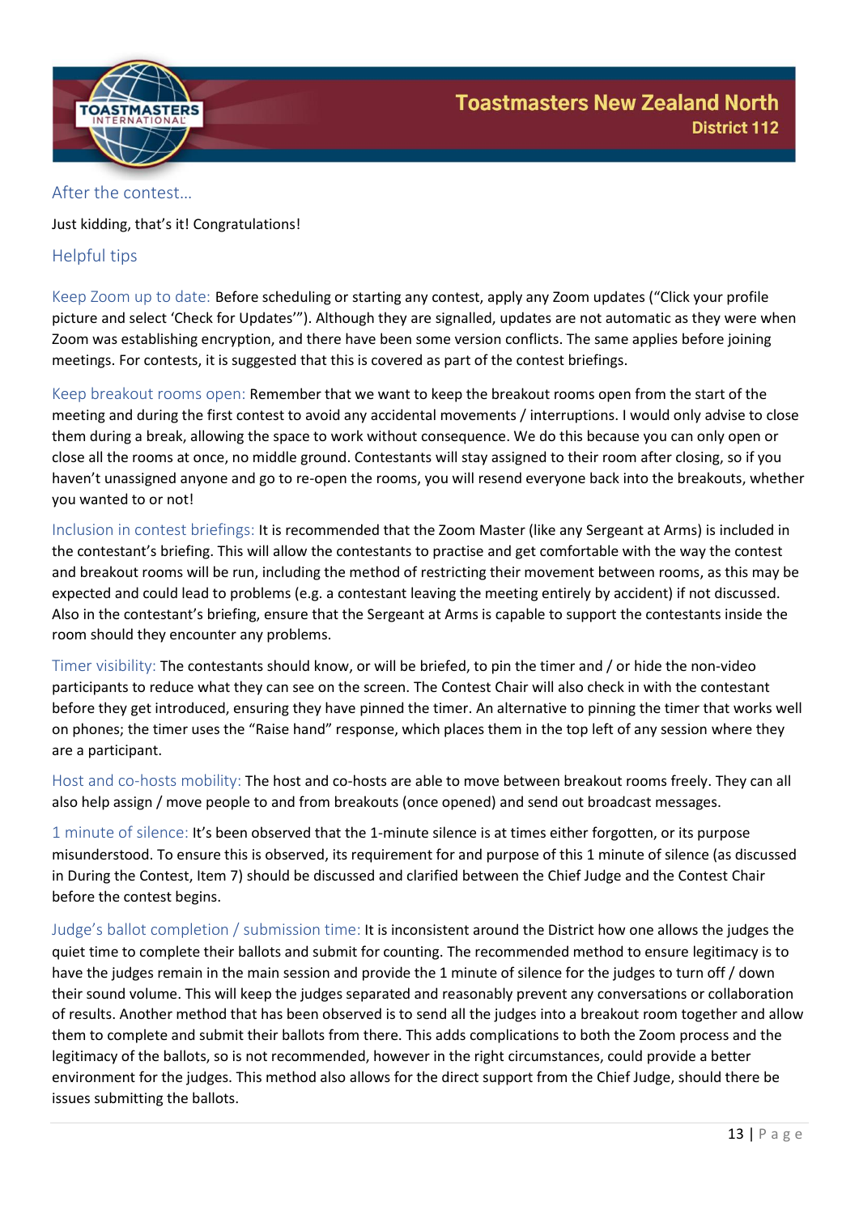## After the contest…

Just kidding, that's it! Congratulations!

## Helpful tips

Keep Zoom up to date: Before scheduling or starting any contest, apply any Zoom updates ("Click your profile picture and select 'Check for Updates'"). Although they are signalled, updates are not automatic as they were when Zoom was establishing encryption, and there have been some version conflicts. The same applies before joining meetings. For contests, it is suggested that this is covered as part of the contest briefings.

Keep breakout rooms open: Remember that we want to keep the breakout rooms open from the start of the meeting and during the first contest to avoid any accidental movements / interruptions. I would only advise to close them during a break, allowing the space to work without consequence. We do this because you can only open or close all the rooms at once, no middle ground. Contestants will stay assigned to their room after closing, so if you haven't unassigned anyone and go to re-open the rooms, you will resend everyone back into the breakouts, whether you wanted to or not!

Inclusion in contest briefings: It is recommended that the Zoom Master (like any Sergeant at Arms) is included in the contestant's briefing. This will allow the contestants to practise and get comfortable with the way the contest and breakout rooms will be run, including the method of restricting their movement between rooms, as this may be expected and could lead to problems (e.g. a contestant leaving the meeting entirely by accident) if not discussed. Also in the contestant's briefing, ensure that the Sergeant at Arms is capable to support the contestants inside the room should they encounter any problems.

Timer visibility: The contestants should know, or will be briefed, to pin the timer and / or hide the non-video participants to reduce what they can see on the screen. The Contest Chair will also check in with the contestant before they get introduced, ensuring they have pinned the timer. An alternative to pinning the timer that works well on phones; the timer uses the "Raise hand" response, which places them in the top left of any session where they are a participant.

Host and co-hosts mobility: The host and co-hosts are able to move between breakout rooms freely. They can all also help assign / move people to and from breakouts (once opened) and send out broadcast messages.

1 minute of silence: It's been observed that the 1-minute silence is at times either forgotten, or its purpose misunderstood. To ensure this is observed, its requirement for and purpose of this 1 minute of silence (as discussed in During the Contest, Item 7) should be discussed and clarified between the Chief Judge and the Contest Chair before the contest begins.

Judge's ballot completion / submission time: It is inconsistent around the District how one allows the judges the quiet time to complete their ballots and submit for counting. The recommended method to ensure legitimacy is to have the judges remain in the main session and provide the 1 minute of silence for the judges to turn off / down their sound volume. This will keep the judges separated and reasonably prevent any conversations or collaboration of results. Another method that has been observed is to send all the judges into a breakout room together and allow them to complete and submit their ballots from there. This adds complications to both the Zoom process and the legitimacy of the ballots, so is not recommended, however in the right circumstances, could provide a better environment for the judges. This method also allows for the direct support from the Chief Judge, should there be issues submitting the ballots.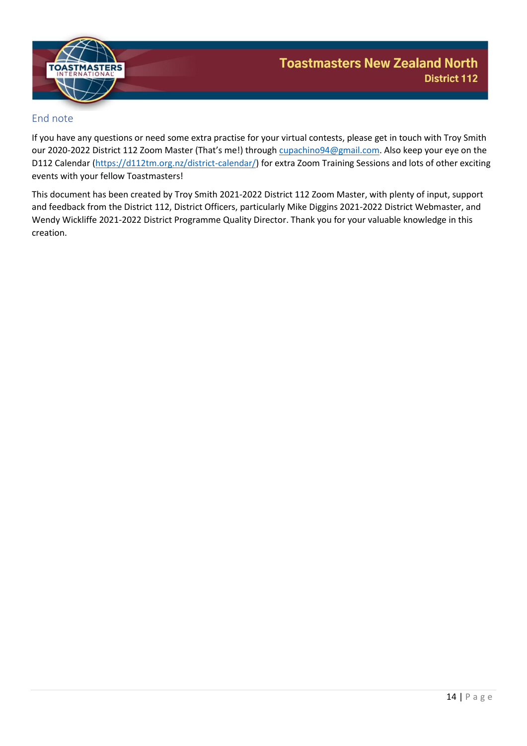## End note

If you have any questions or need some extra practise for your virtual contests, please get in touch with Troy Smith our 2020-2022 District 112 Zoom Master (That's me!) through [cupachino94@gmail.com](mailto:cupachino94@gmail.com). Also keep your eye on the D112 Calendar ([https://d112tm.org.nz/district-calendar/](https://d112tm.org.nz/district-calendar/)) for extra Zoom Training Sessions and lots of other exciting events with your fellow Toastmasters!

This document has been created by Troy Smith 2021-2022 District 112 Zoom Master, with plenty of input, support and feedback from the District 112, District Officers, particularly Mike Diggins 2021-2022 District Webmaster, and Wendy Wickliffe 2021-2022 District Programme Quality Director. Thank you for your valuable knowledge in this creation.